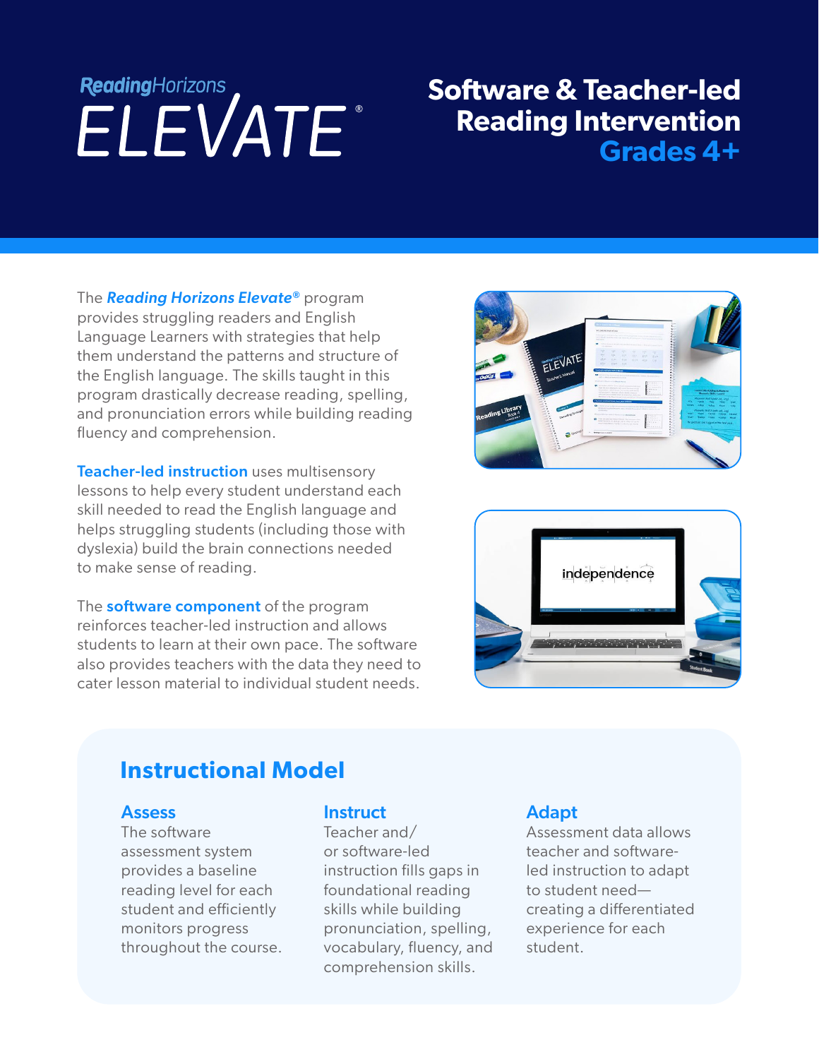# Reading Horizons ELEVATE®

## Software & Teacher-led Reading Intervention Grades 4+

The ***Reading Horizons Elevate®*** program provides struggling readers and English Language Learners with strategies that help them understand the patterns and structure of the English language. The skills taught in this program drastically decrease reading, spelling, and pronunciation errors while building reading fluency and comprehension.

**Teacher-led instruction** uses multisensory lessons to help every student understand each skill needed to read the English language and helps struggling students (including those with dyslexia) build the brain connections needed to make sense of reading.

The **software component** of the program reinforces teacher-led instruction and allows students to learn at their own pace. The software also provides teachers with the data they need to cater lesson material to individual student needs.

## Instructional Model

### Assess

The software assessment system provides a baseline reading level for each student and efficiently monitors progress throughout the course.

### Instruct

Teacher and/or software-led instruction fills gaps in foundational reading skills while building pronunciation, spelling, vocabulary, fluency, and comprehension skills.

### Adapt

Assessment data allows teacher and software-led instruction to adapt to student need—creating a differentiated experience for each student.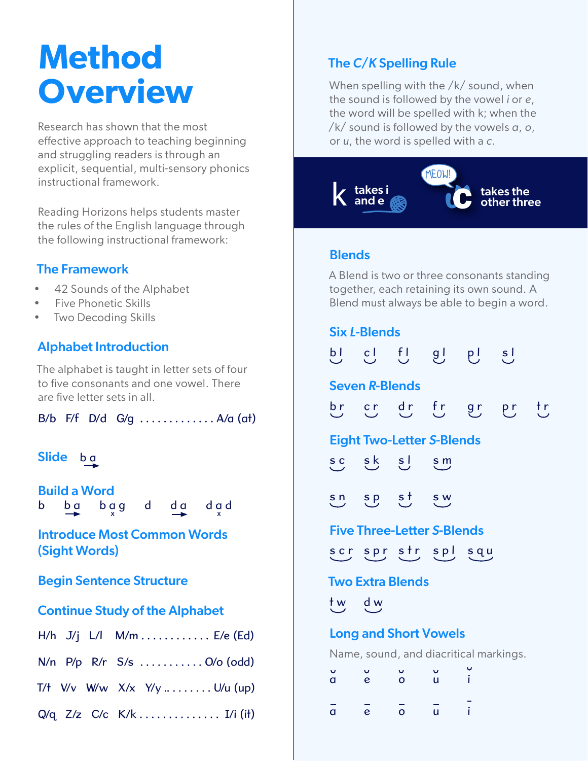# Method Overview

Research has shown that the most effective approach to teaching beginning and struggling readers is through an explicit, sequential, multi-sensory phonics instructional framework.

Reading Horizons helps students master the rules of the English language through the following instructional framework:

### The Framework

- 42 Sounds of the Alphabet
- Five Phonetic Skills
- Two Decoding Skills

### Alphabet Introduction

The alphabet is taught in letter sets of four to five consonants and one vowel. There are five letter sets in all.

B/b F/f D/d G/g . . . . . . . . . . . . . A/a (at)

### Slide

b a

### Build a Word

b  b a  b a g  d  d a  d a d

### Introduce Most Common Words (Sight Words)

### Begin Sentence Structure

### Continue Study of the Alphabet

H/h J/j L/l M/m . . . . . . . . . . . . E/e (Ed)

N/n P/p R/r S/s . . . . . . . . . . . O/o (odd)

T/t V/v W/w X/x Y/y . . . . . . . . . U/u (up)

Q/q Z/z C/c K/k . . . . . . . . . . . . . . . I/i (it)

### The *C/K* Spelling Rule

When spelling with the /k/ sound, when the sound is followed by the vowel *i* or *e*, the word will be spelled with k; when the /k/ sound is followed by the vowels *a*, *o*, or *u*, the word is spelled with a *c*.

k takes i and e

MEOW!

c takes the other three

### Blends

A Blend is two or three consonants standing together, each retaining its own sound. A Blend must always be able to begin a word.

### Six *L*-Blends

bl cl fl gl pl sl

### Seven *R*-Blends

br cr dr fr gr pr tr

### Eight Two-Letter *S*-Blends

sc sk sl sm

sn sp st sw

### Five Three-Letter *S*-Blends

scr spr str spl squ

### Two Extra Blends

tw dw

### Long and Short Vowels

Name, sound, and diacritical markings.

ă ĕ ŏ ŭ ĭ

ā ē ō ū ī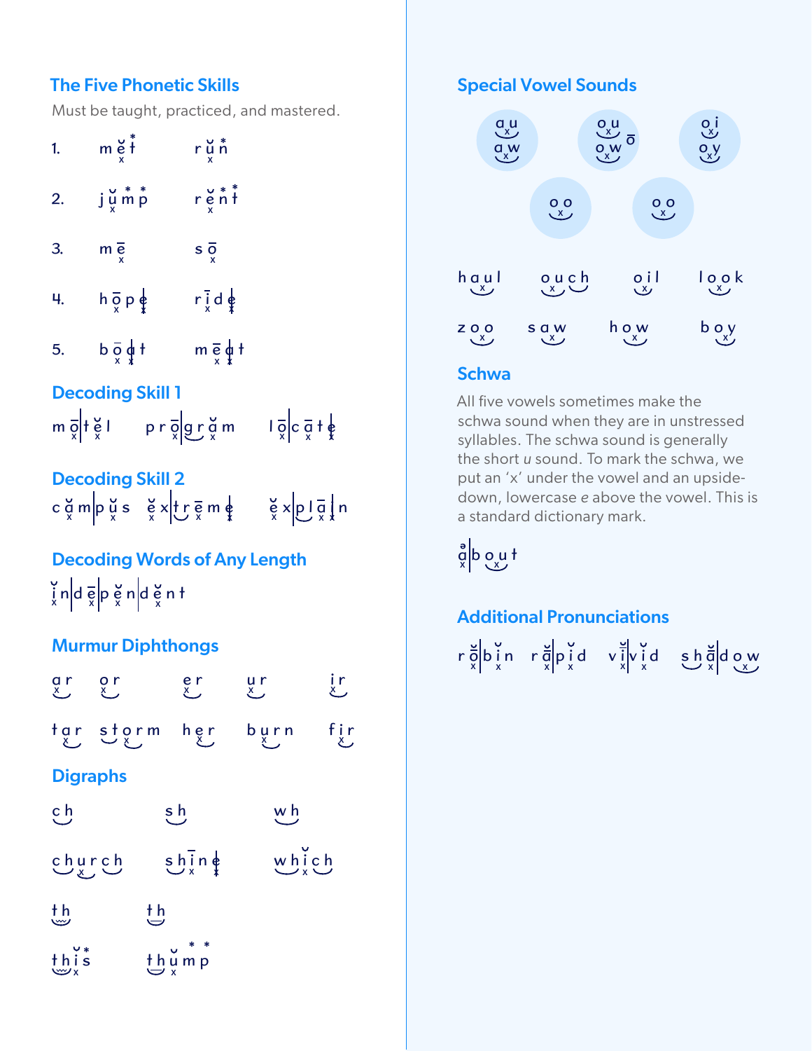## The Five Phonetic Skills

Must be taught, practiced, and mastered.

1. mĕt    rŭn
2. jŭmp    rĕnt
3. mē    sō
4. hōpe    rīde
5. bōat    mēat

## Decoding Skill 1

mō|tĕl    prō|grăm    lō|cāte

## Decoding Skill 2

căm|pŭs    ĕx|trēme    ĕx|plāin

## Decoding Words of Any Length

ĭn|dē|pĕn|dĕnt

## Murmur Diphthongs

ar    or    er    ur    ir

tar    storm    her    burn    fir

## Digraphs

ch    sh    wh

church    shīne    whĭch

th    th

thĭs    thŭmp

## Special Vowel Sounds

au / aw    ou / ow ō    oi / oy

oo    oo

haul    ouch    oil    look

zoo    saw    how    boy

## Schwa

All five vowels sometimes make the schwa sound when they are in unstressed syllables. The schwa sound is generally the short *u* sound. To mark the schwa, we put an 'x' under the vowel and an upside-down, lowercase *e* above the vowel. This is a standard dictionary mark.

a|bout

## Additional Pronunciations

rŏ|bĭn    ră|pĭd    vĭ|vĭd    shă|dow